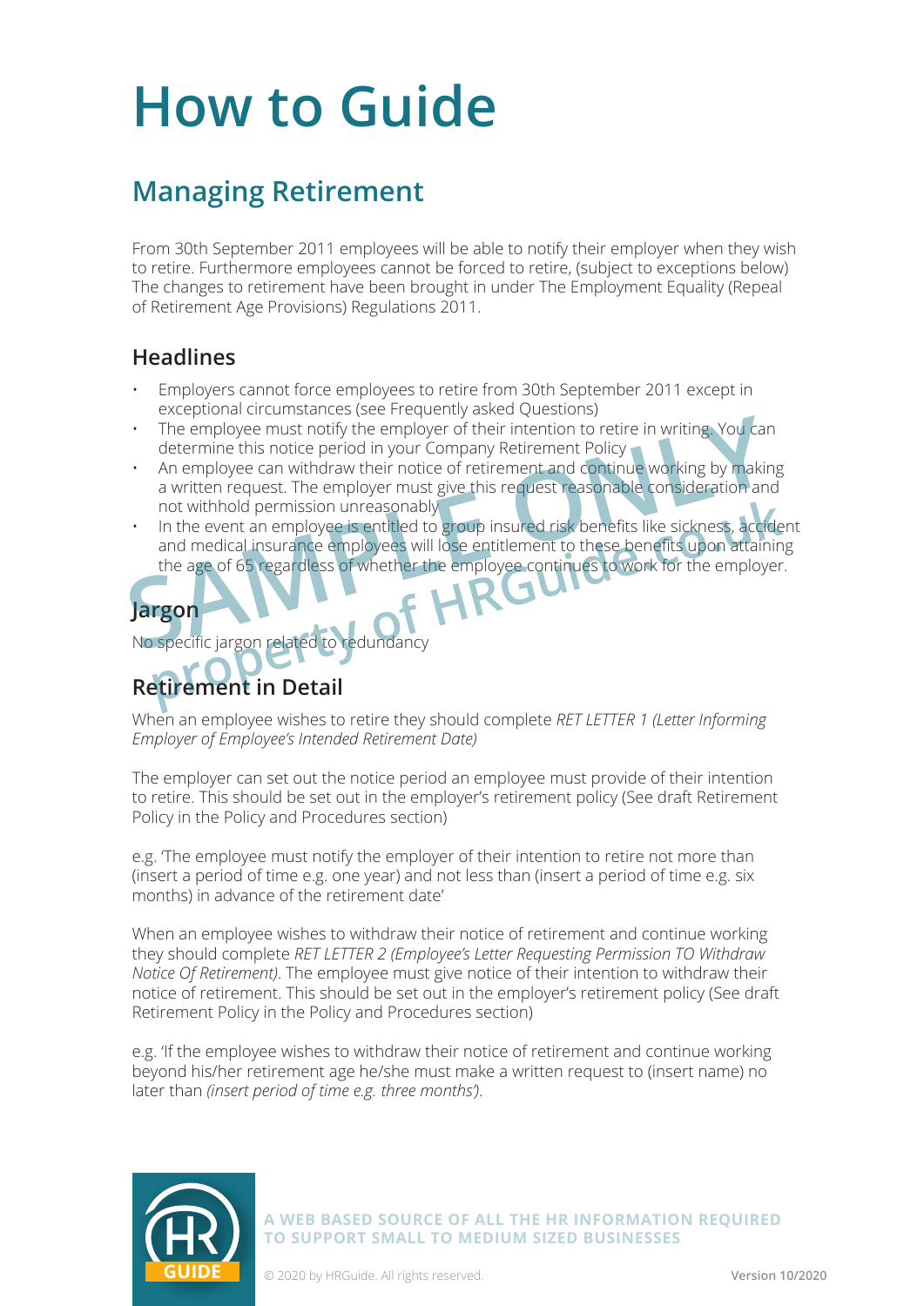# How to Guide

## Managing Retirement

From 30th September 2011 employees will be able to notify their employer when they wish to retire. Furthermore employees cannot be forced to retire, (subject to exceptions below) The changes to retirement have been brought in under The Employment Equality (Repeal of Retirement Age Provisions) Regulations 2011.

### Headlines

- Employers cannot force employees to retire from 30th September 2011 except in exceptional circumstances (see Frequently asked Questions)
- The employee must notify the employer of their intention to retire in writing. You can determine this notice period in your Company Retirement Policy
- An employee can withdraw their notice of retirement and continue working by making a written request. The employer must give this request reasonable consideration and not withhold permission unreasonably
- In the event an employee is entitled to group insured risk benefits like sickness, accident and medical insurance employees will lose entitlement to these benefits upon attaining the age of 65 regardless of whether the employee continues to work for the employer.

### Jargon

No specific jargon related to redundancy

### Retirement in Detail

When an employee wishes to retire they should complete *RET LETTER 1 (Letter Informing Employer of Employee's Intended Retirement Date)*

The employer can set out the notice period an employee must provide of their intention to retire. This should be set out in the employer's retirement policy (See draft Retirement Policy in the Policy and Procedures section)

e.g. 'The employee must notify the employer of their intention to retire not more than (insert a period of time e.g. one year) and not less than (insert a period of time e.g. six months) in advance of the retirement date'

When an employee wishes to withdraw their notice of retirement and continue working they should complete *RET LETTER 2 (Employee's Letter Requesting Permission TO Withdraw Notice Of Retirement)*. The employee must give notice of their intention to withdraw their notice of retirement. This should be set out in the employer's retirement policy (See draft Retirement Policy in the Policy and Procedures section)

e.g. 'If the employee wishes to withdraw their notice of retirement and continue working beyond his/her retirement age he/she must make a written request to (insert name) no later than *(insert period of time e.g. three months')*.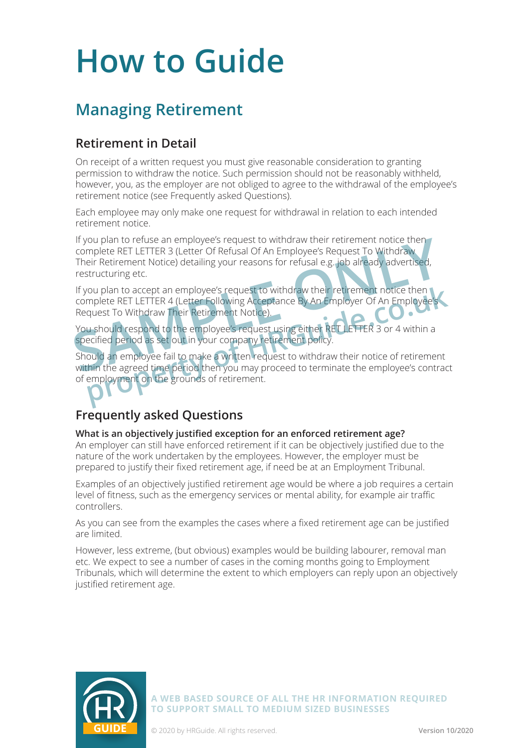# How to Guide

## Managing Retirement

### Retirement in Detail

On receipt of a written request you must give reasonable consideration to granting permission to withdraw the notice. Such permission should not be reasonably withheld, however, you, as the employer are not obliged to agree to the withdrawal of the employee's retirement notice (see Frequently asked Questions).

Each employee may only make one request for withdrawal in relation to each intended retirement notice.

If you plan to refuse an employee's request to withdraw their retirement notice then complete RET LETTER 3 (Letter Of Refusal Of An Employee's Request To Withdraw Their Retirement Notice) detailing your reasons for refusal e.g. job already advertised, restructuring etc.

If you plan to accept an employee's request to withdraw their retirement notice then complete RET LETTER 4 (Letter Following Acceptance By An Employer Of An Employee's Request To Withdraw Their Retirement Notice).

You should respond to the employee's request using either RET LETTER 3 or 4 within a specified period as set out in your company retirement policy.

Should an employee fail to make a written request to withdraw their notice of retirement within the agreed time period then you may proceed to terminate the employee's contract of employment on the grounds of retirement.

### Frequently asked Questions

**What is an objectively justified exception for an enforced retirement age?**
An employer can still have enforced retirement if it can be objectively justified due to the nature of the work undertaken by the employees. However, the employer must be prepared to justify their fixed retirement age, if need be at an Employment Tribunal.

Examples of an objectively justified retirement age would be where a job requires a certain level of fitness, such as the emergency services or mental ability, for example air traffic controllers.

As you can see from the examples the cases where a fixed retirement age can be justified are limited.

However, less extreme, (but obvious) examples would be building labourer, removal man etc. We expect to see a number of cases in the coming months going to Employment Tribunals, which will determine the extent to which employers can reply upon an objectively justified retirement age.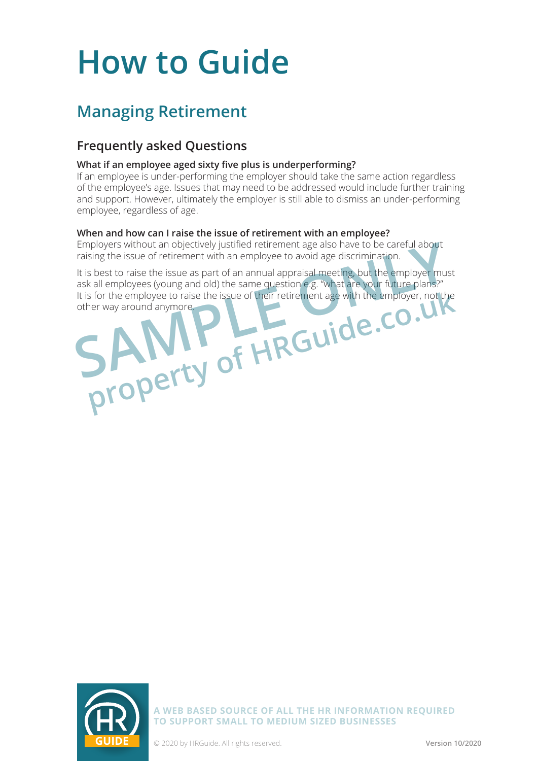# How to Guide

## Managing Retirement

### Frequently asked Questions

**What if an employee aged sixty five plus is underperforming?**

If an employee is under-performing the employer should take the same action regardless of the employee's age. Issues that may need to be addressed would include further training and support. However, ultimately the employer is still able to dismiss an under-performing employee, regardless of age.

**When and how can I raise the issue of retirement with an employee?**

Employers without an objectively justified retirement age also have to be careful about raising the issue of retirement with an employee to avoid age discrimination.

It is best to raise the issue as part of an annual appraisal meeting, but the employer must ask all employees (young and old) the same question e.g. "what are your future plans?" It is for the employee to raise the issue of their retirement age with the employer, not the other way around anymore.